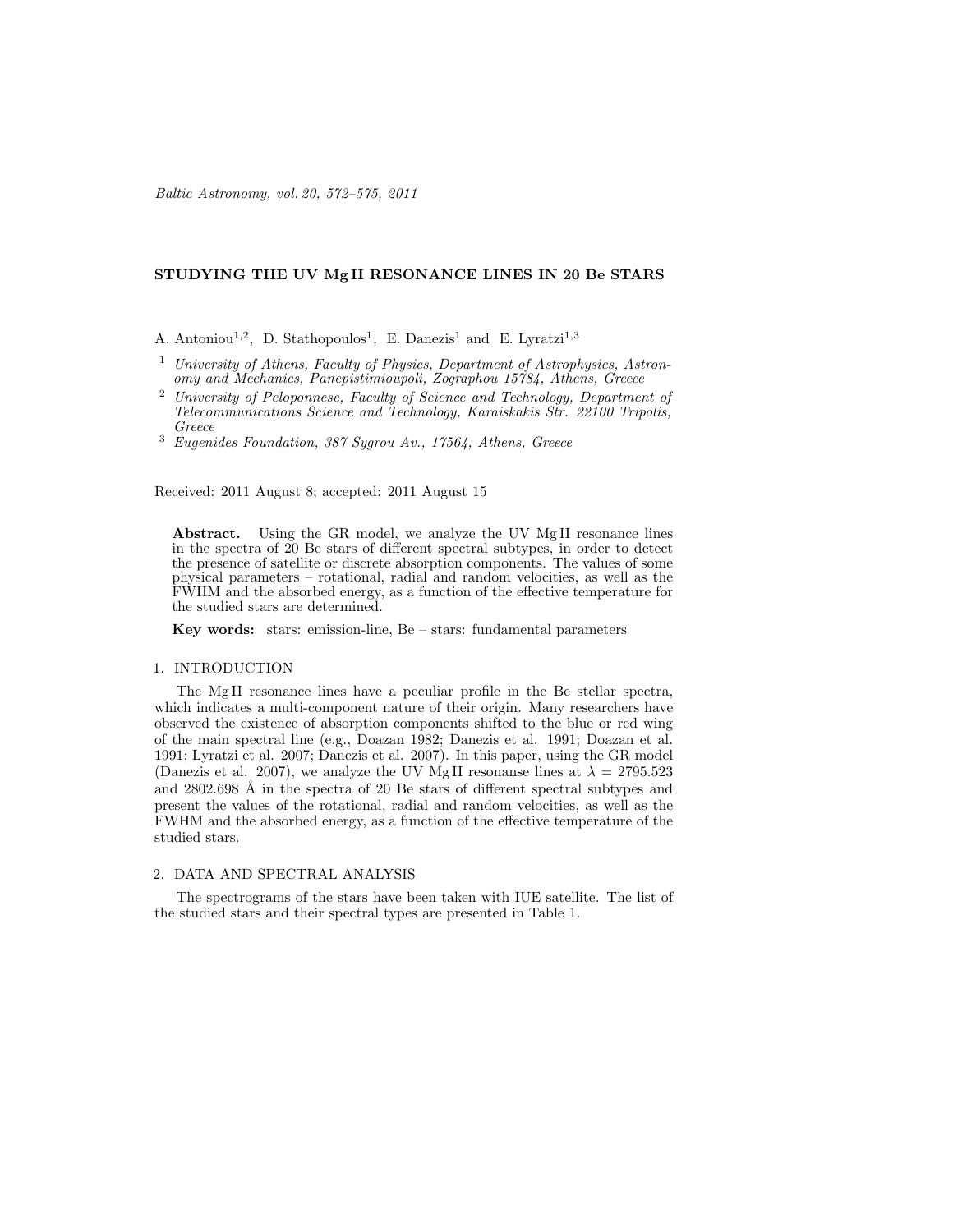# STUDYING THE UV Mg II RESONANCE LINES IN 20 Be STARS

A. Antoniou[1,2], D. Stathopoulos[1], E. Danezis[1] and E. Lyratzi[1,3]

[1] *University of Athens, Faculty of Physics, Department of Astrophysics, Astronomy and Mechanics, Panepistimioupoli, Zographou 15784, Athens, Greece*

[2] *University of Peloponnese, Faculty of Science and Technology, Department of Telecommunications Science and Technology, Karaiskakis Str. 22100 Tripolis, Greece*

[3] *Eugenides Foundation, 387 Sygrou Av., 17564, Athens, Greece*

Received: 2011 August 8; accepted: 2011 August 15

**Abstract.** Using the GR model, we analyze the UV Mg II resonance lines in the spectra of 20 Be stars of different spectral subtypes, in order to detect the presence of satellite or discrete absorption components. The values of some physical parameters – rotational, radial and random velocities, as well as the FWHM and the absorbed energy, as a function of the effective temperature for the studied stars are determined.

**Key words:** stars: emission-line, Be – stars: fundamental parameters

## 1. INTRODUCTION

The Mg II resonance lines have a peculiar profile in the Be stellar spectra, which indicates a multi-component nature of their origin. Many researchers have observed the existence of absorption components shifted to the blue or red wing of the main spectral line (e.g., Doazan 1982; Danezis et al. 1991; Doazan et al. 1991; Lyratzi et al. 2007; Danezis et al. 2007). In this paper, using the GR model (Danezis et al. 2007), we analyze the UV Mg II resonanse lines at $\lambda = 2795.523$ and 2802.698 Å in the spectra of 20 Be stars of different spectral subtypes and present the values of the rotational, radial and random velocities, as well as the FWHM and the absorbed energy, as a function of the effective temperature of the studied stars.

## 2. DATA AND SPECTRAL ANALYSIS

The spectrograms of the stars have been taken with IUE satellite. The list of the studied stars and their spectral types are presented in Table 1.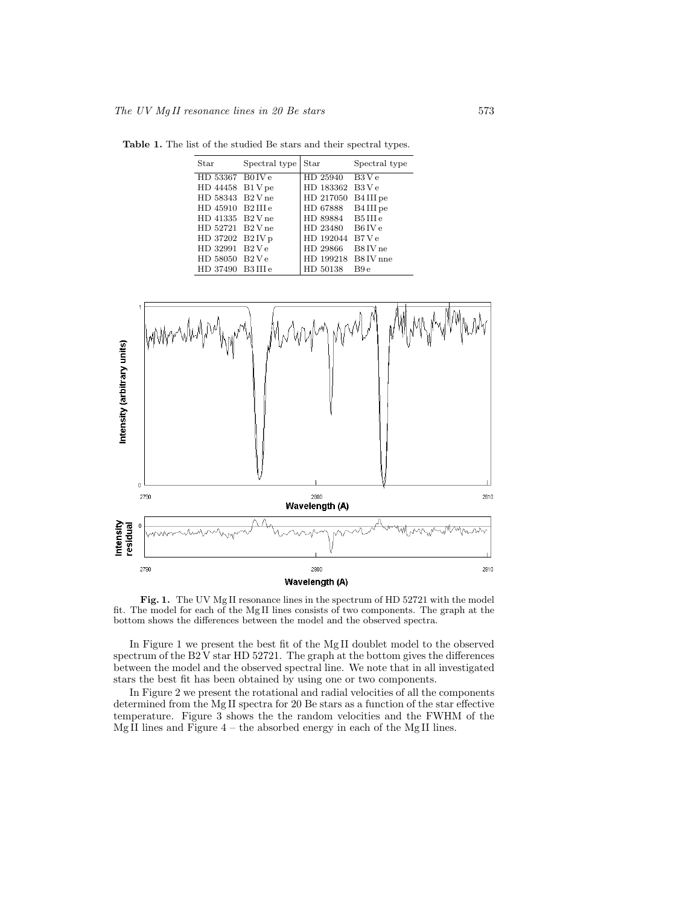**Table 1.** The list of the studied Be stars and their spectral types.

| Star | Spectral type | Star | Spectral type |
|---|---|---|---|
| HD 53367 | B0 IV e | HD 25940 | B3 V e |
| HD 44458 | B1 V pe | HD 183362 | B3 V e |
| HD 58343 | B2 V ne | HD 217050 | B4 III pe |
| HD 45910 | B2 III e | HD 67888 | B4 III pe |
| HD 41335 | B2 V ne | HD 89884 | B5 III e |
| HD 52721 | B2 V ne | HD 23480 | B6 IV e |
| HD 37202 | B2 IV p | HD 192044 | B7 V e |
| HD 32991 | B2 V e | HD 29866 | B8 IV ne |
| HD 58050 | B2 V e | HD 199218 | B8 IV nne |
| HD 37490 | B3 III e | HD 50138 | B9 e |

**Fig. 1.** The UV Mg II resonance lines in the spectrum of HD 52721 with the model fit. The model for each of the Mg II lines consists of two components. The graph at the bottom shows the differences between the model and the observed spectra.

In Figure 1 we present the best fit of the Mg II doublet model to the observed spectrum of the B2 V star HD 52721. The graph at the bottom gives the differences between the model and the observed spectral line. We note that in all investigated stars the best fit has been obtained by using one or two components.

In Figure 2 we present the rotational and radial velocities of all the components determined from the Mg II spectra for 20 Be stars as a function of the star effective temperature. Figure 3 shows the the random velocities and the FWHM of the Mg II lines and Figure 4 – the absorbed energy in each of the Mg II lines.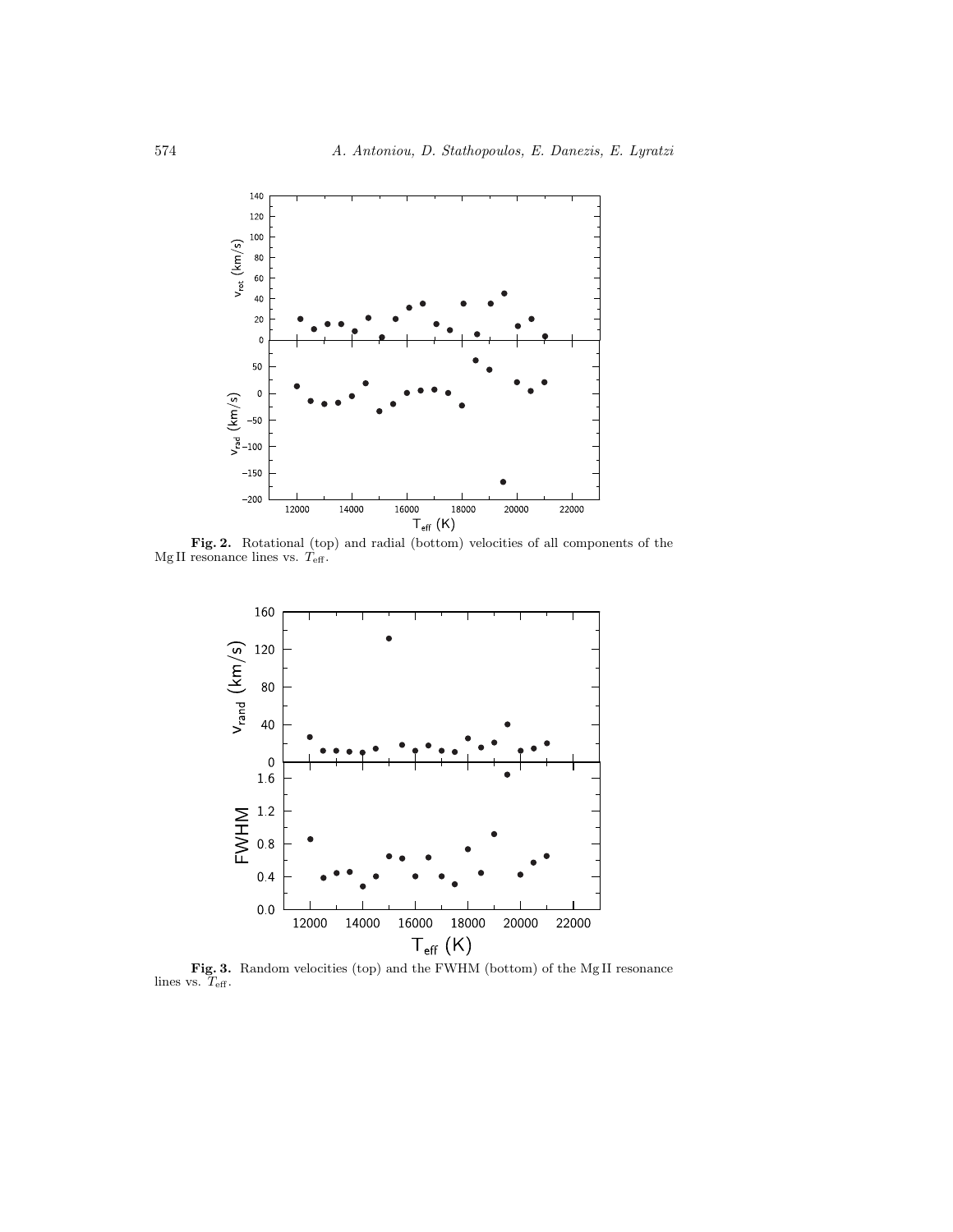**Fig. 2.** Rotational (top) and radial (bottom) velocities of all components of the Mg II resonance lines vs. $T_{\rm eff}$.

**Fig. 3.** Random velocities (top) and the FWHM (bottom) of the Mg II resonance lines vs. $T_{\rm eff}$.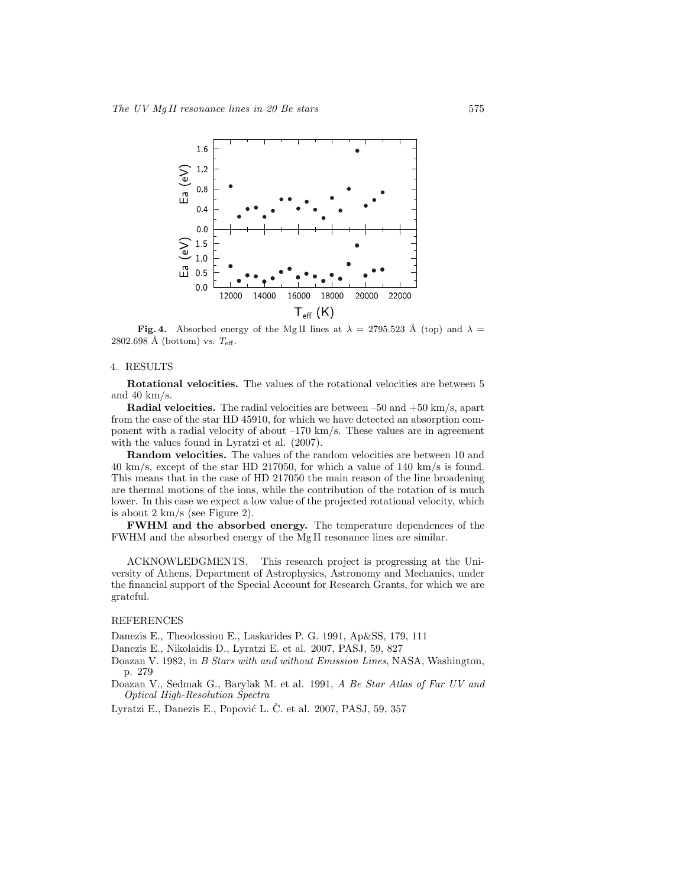Ea (eV)

1.6

1.2

0.8

0.4

0.0

Ea (eV)

1.5

1.0

0.5

0.0

12000 14000 16000 18000 20000 22000

$T_{eff}$ (K)

**Fig. 4.** Absorbed energy of the Mg II lines at $\lambda = 2795.523$ Å (top) and $\lambda = 2802.698$ Å (bottom) vs. $T_{\rm eff}$.

## 4. RESULTS

**Rotational velocities.** The values of the rotational velocities are between 5 and 40 km/s.

**Radial velocities.** The radial velocities are between –50 and +50 km/s, apart from the case of the star HD 45910, for which we have detected an absorption component with a radial velocity of about –170 km/s. These values are in agreement with the values found in Lyratzi et al. (2007).

**Random velocities.** The values of the random velocities are between 10 and 40 km/s, except of the star HD 217050, for which a value of 140 km/s is found. This means that in the case of HD 217050 the main reason of the line broadening are thermal motions of the ions, while the contribution of the rotation of is much lower. In this case we expect a low value of the projected rotational velocity, which is about 2 km/s (see Figure 2).

**FWHM and the absorbed energy.** The temperature dependences of the FWHM and the absorbed energy of the Mg II resonance lines are similar.

ACKNOWLEDGMENTS. This research project is progressing at the University of Athens, Department of Astrophysics, Astronomy and Mechanics, under the financial support of the Special Account for Research Grants, for which we are grateful.

## REFERENCES

Danezis E., Theodossiou E., Laskarides P. G. 1991, Ap&SS, 179, 111

Danezis E., Nikolaidis D., Lyratzi E. et al. 2007, PASJ, 59, 827

Doazan V. 1982, in *B Stars with and without Emission Lines*, NASA, Washington, p. 279

Doazan V., Sedmak G., Barylak M. et al. 1991, *A Be Star Atlas of Far UV and Optical High-Resolution Spectra*

Lyratzi E., Danezis E., Popović L. Č. et al. 2007, PASJ, 59, 357